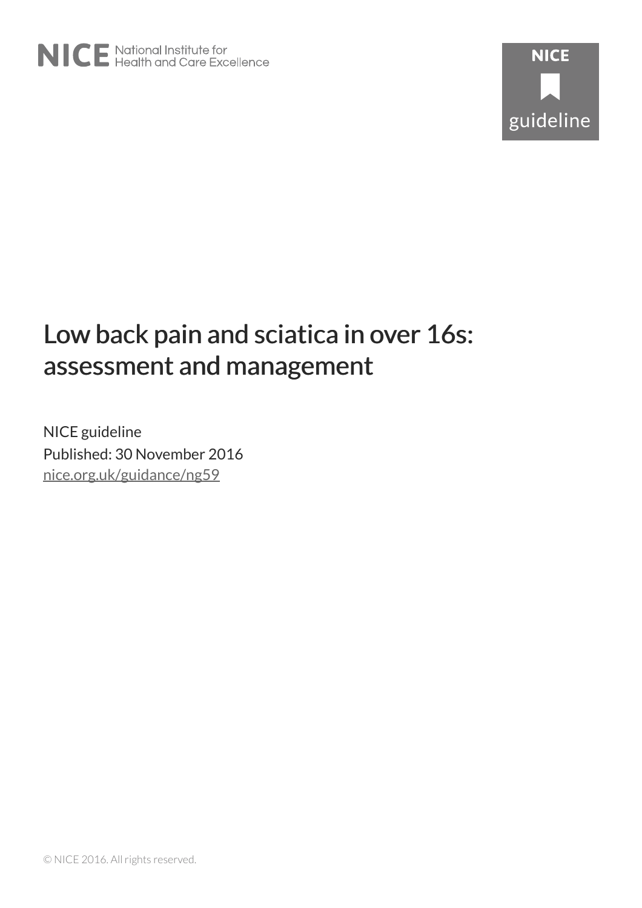NICE National Institute for Health and Care Excellence

NICE guideline

# Low back pain and sciatica in over 16s: assessment and management

NICE guideline

Published: 30 November 2016

nice.org.uk/guidance/ng59

© NICE 2016. All rights reserved.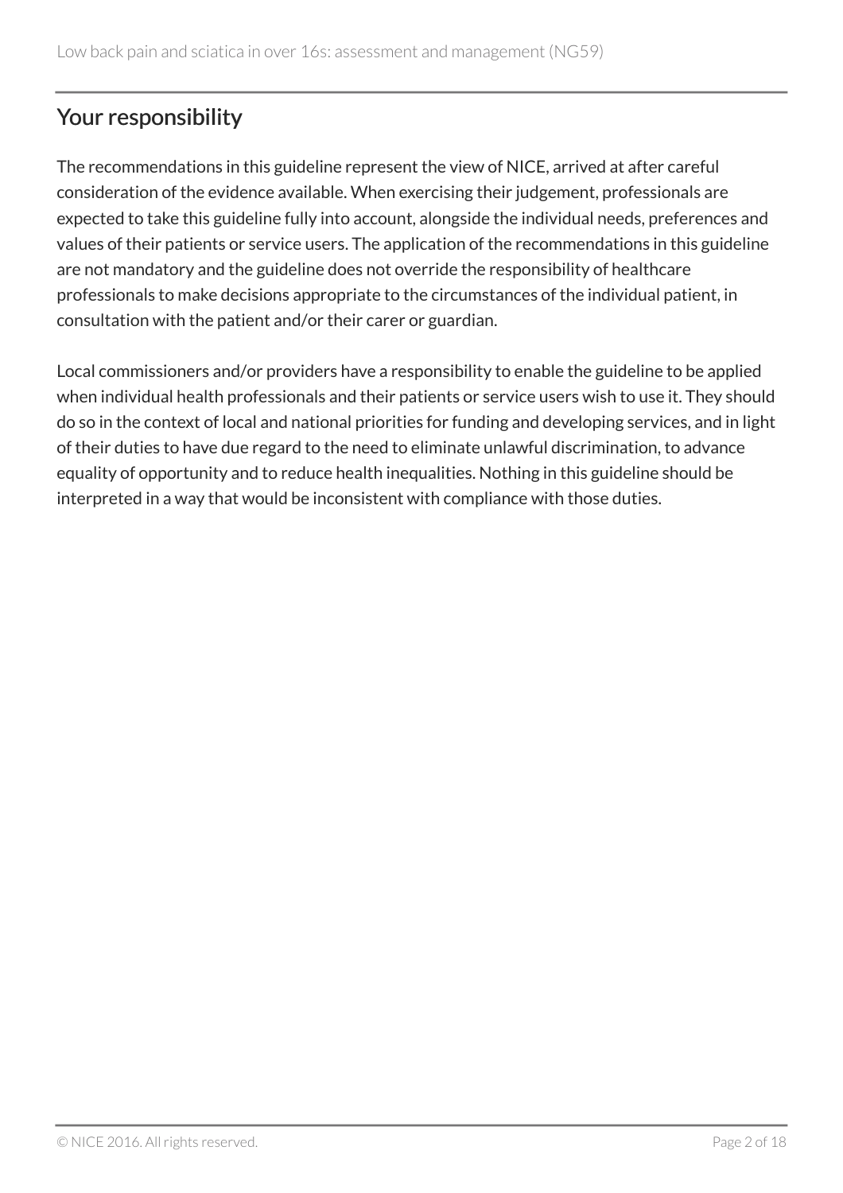## Your responsibility

The recommendations in this guideline represent the view of NICE, arrived at after careful consideration of the evidence available. When exercising their judgement, professionals are expected to take this guideline fully into account, alongside the individual needs, preferences and values of their patients or service users. The application of the recommendations in this guideline are not mandatory and the guideline does not override the responsibility of healthcare professionals to make decisions appropriate to the circumstances of the individual patient, in consultation with the patient and/or their carer or guardian.

Local commissioners and/or providers have a responsibility to enable the guideline to be applied when individual health professionals and their patients or service users wish to use it. They should do so in the context of local and national priorities for funding and developing services, and in light of their duties to have due regard to the need to eliminate unlawful discrimination, to advance equality of opportunity and to reduce health inequalities. Nothing in this guideline should be interpreted in a way that would be inconsistent with compliance with those duties.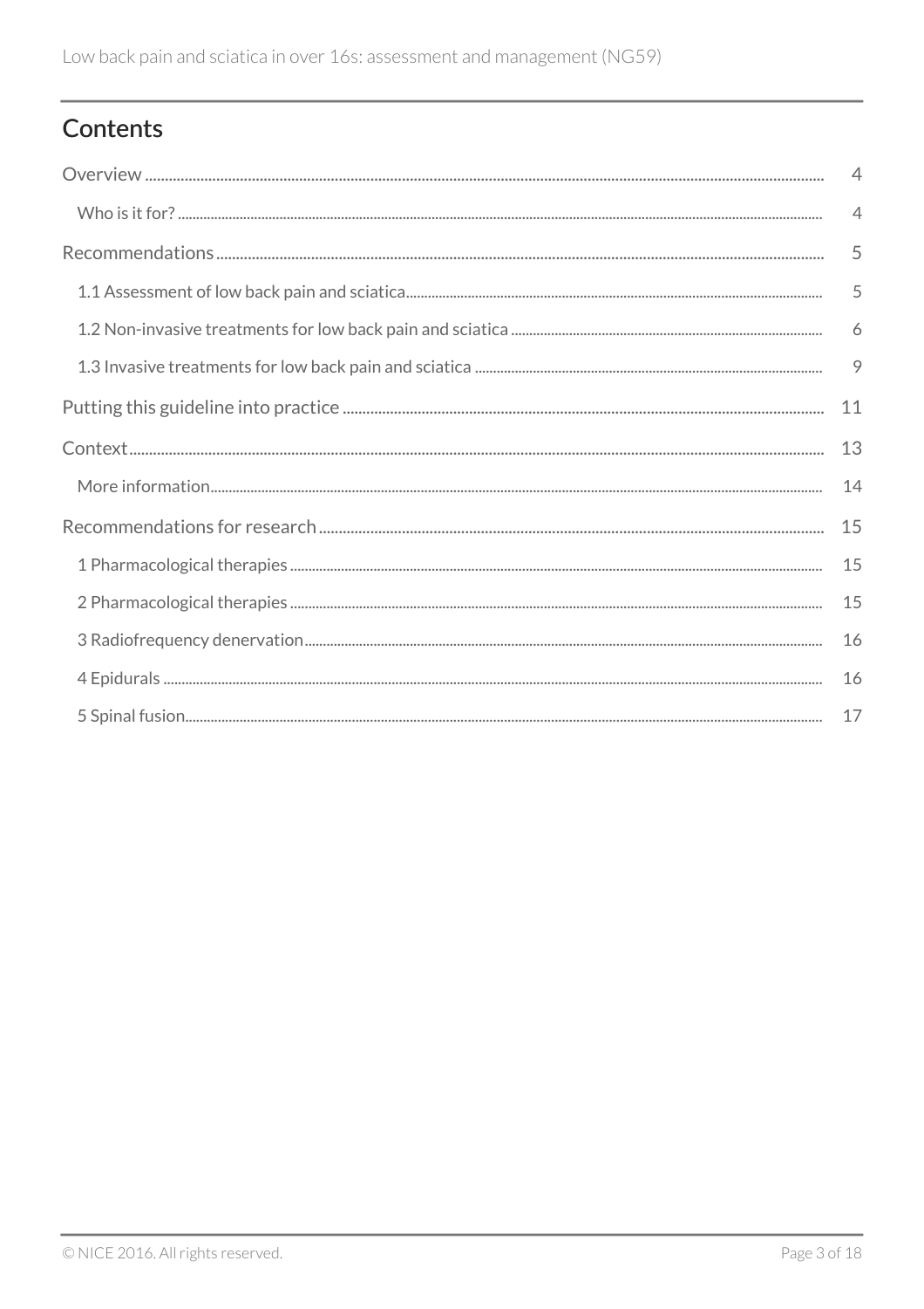## Contents

- Overview ... 4
  - Who is it for? ... 4
- Recommendations ... 5
  - 1.1 Assessment of low back pain and sciatica ... 5
  - 1.2 Non-invasive treatments for low back pain and sciatica ... 6
  - 1.3 Invasive treatments for low back pain and sciatica ... 9
- Putting this guideline into practice ... 11
- Context ... 13
  - More information ... 14
- Recommendations for research ... 15
  - 1 Pharmacological therapies ... 15
  - 2 Pharmacological therapies ... 15
  - 3 Radiofrequency denervation ... 16
  - 4 Epidurals ... 16
  - 5 Spinal fusion ... 17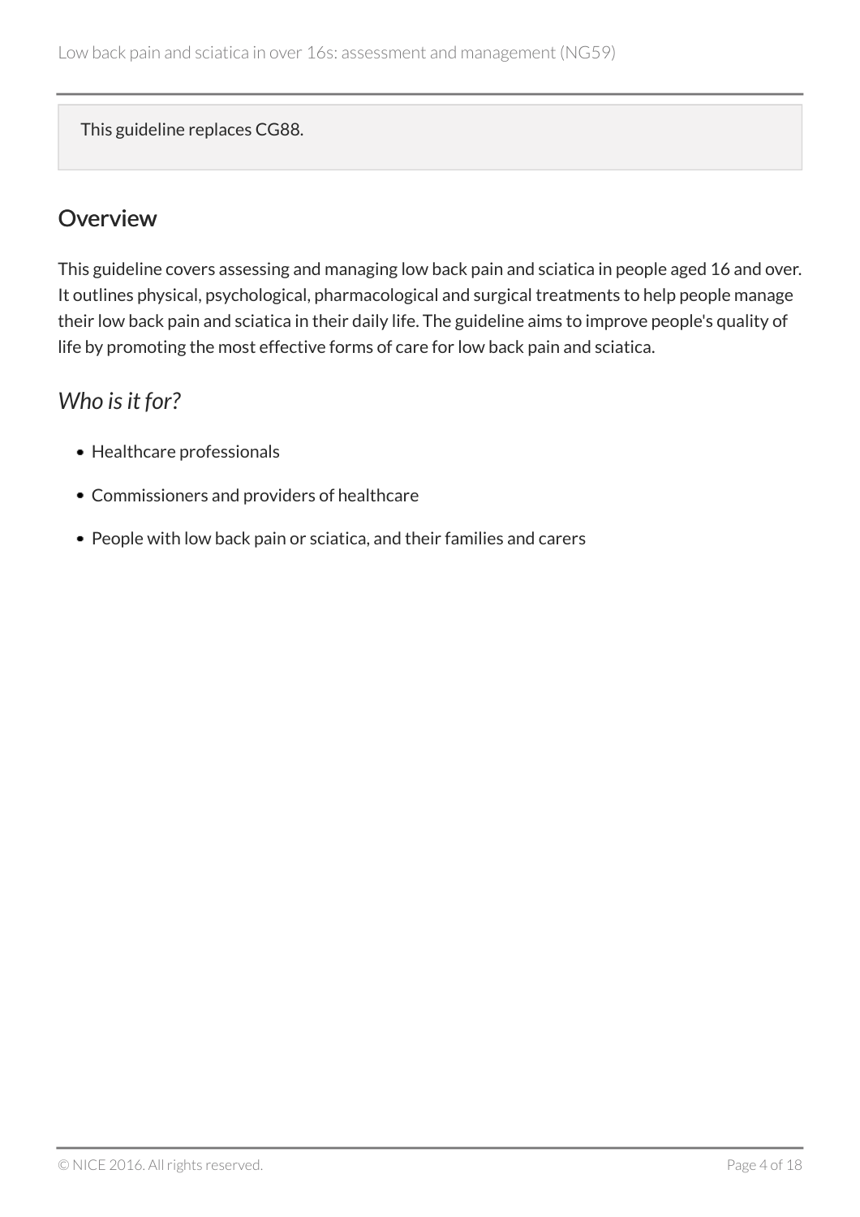This guideline replaces CG88.

## Overview

This guideline covers assessing and managing low back pain and sciatica in people aged 16 and over. It outlines physical, psychological, pharmacological and surgical treatments to help people manage their low back pain and sciatica in their daily life. The guideline aims to improve people's quality of life by promoting the most effective forms of care for low back pain and sciatica.

### *Who is it for?*

- Healthcare professionals
- Commissioners and providers of healthcare
- People with low back pain or sciatica, and their families and carers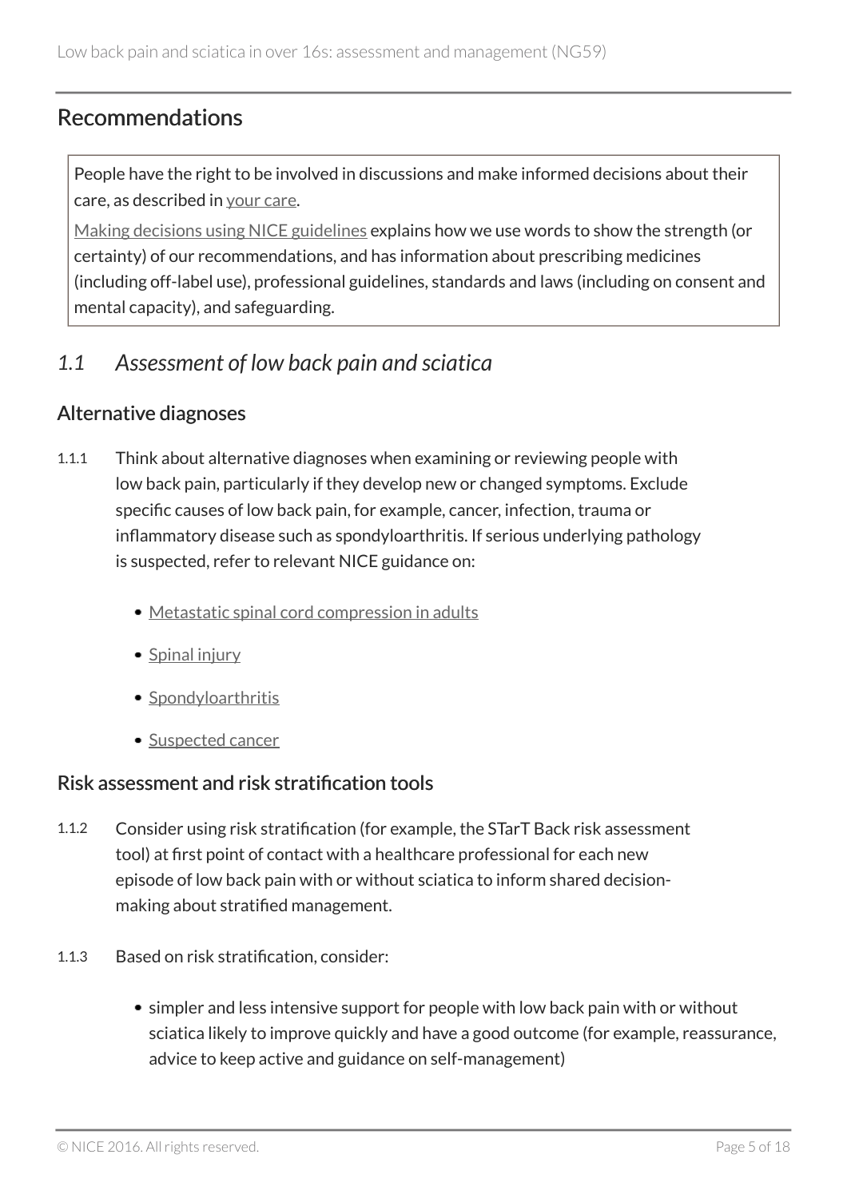## Recommendations

People have the right to be involved in discussions and make informed decisions about their care, as described in your care.

Making decisions using NICE guidelines explains how we use words to show the strength (or certainty) of our recommendations, and has information about prescribing medicines (including off-label use), professional guidelines, standards and laws (including on consent and mental capacity), and safeguarding.

### *1.1 Assessment of low back pain and sciatica*

#### Alternative diagnoses

1.1.1 Think about alternative diagnoses when examining or reviewing people with low back pain, particularly if they develop new or changed symptoms. Exclude specific causes of low back pain, for example, cancer, infection, trauma or inflammatory disease such as spondyloarthritis. If serious underlying pathology is suspected, refer to relevant NICE guidance on:

- Metastatic spinal cord compression in adults
- Spinal injury
- Spondyloarthritis
- Suspected cancer

#### Risk assessment and risk stratification tools

1.1.2 Consider using risk stratification (for example, the STarT Back risk assessment tool) at first point of contact with a healthcare professional for each new episode of low back pain with or without sciatica to inform shared decision-making about stratified management.

1.1.3 Based on risk stratification, consider:

- simpler and less intensive support for people with low back pain with or without sciatica likely to improve quickly and have a good outcome (for example, reassurance, advice to keep active and guidance on self-management)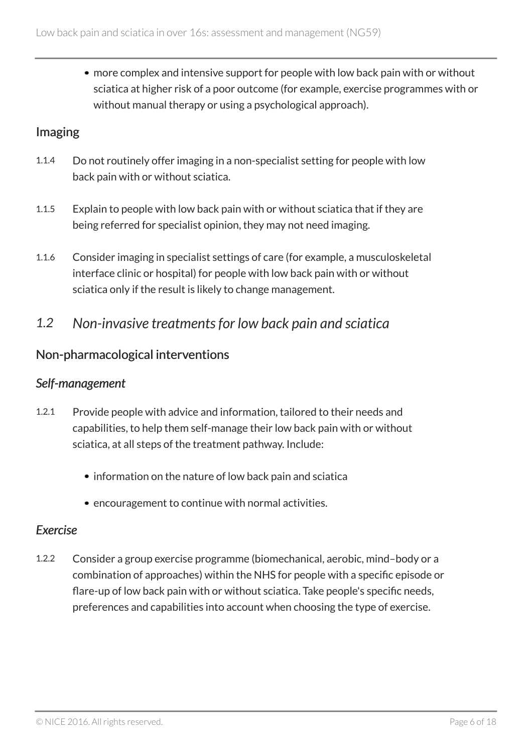- more complex and intensive support for people with low back pain with or without sciatica at higher risk of a poor outcome (for example, exercise programmes with or without manual therapy or using a psychological approach).

### Imaging

1.1.4 Do not routinely offer imaging in a non-specialist setting for people with low back pain with or without sciatica.

1.1.5 Explain to people with low back pain with or without sciatica that if they are being referred for specialist opinion, they may not need imaging.

1.1.6 Consider imaging in specialist settings of care (for example, a musculoskeletal interface clinic or hospital) for people with low back pain with or without sciatica only if the result is likely to change management.

## *1.2 Non-invasive treatments for low back pain and sciatica*

### Non-pharmacological interventions

#### *Self-management*

1.2.1 Provide people with advice and information, tailored to their needs and capabilities, to help them self-manage their low back pain with or without sciatica, at all steps of the treatment pathway. Include:

- information on the nature of low back pain and sciatica
- encouragement to continue with normal activities.

#### *Exercise*

1.2.2 Consider a group exercise programme (biomechanical, aerobic, mind–body or a combination of approaches) within the NHS for people with a specific episode or flare-up of low back pain with or without sciatica. Take people's specific needs, preferences and capabilities into account when choosing the type of exercise.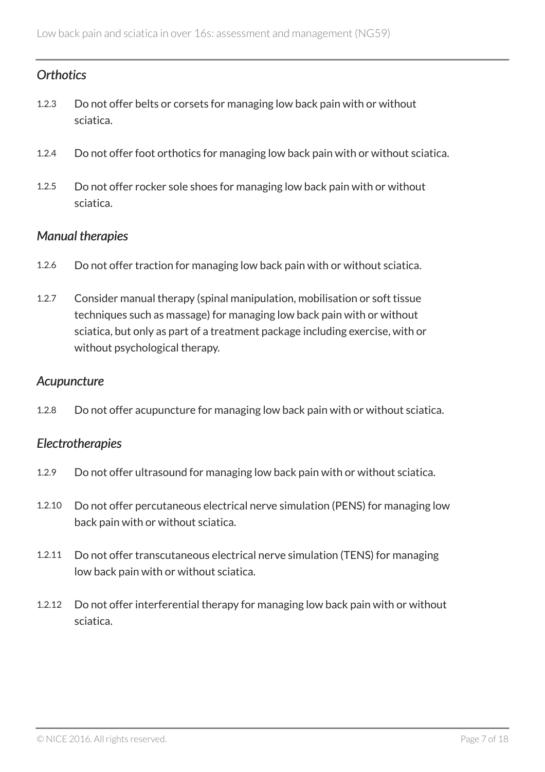### *Orthotics*

1.2.3 Do not offer belts or corsets for managing low back pain with or without sciatica.

1.2.4 Do not offer foot orthotics for managing low back pain with or without sciatica.

1.2.5 Do not offer rocker sole shoes for managing low back pain with or without sciatica.

### *Manual therapies*

1.2.6 Do not offer traction for managing low back pain with or without sciatica.

1.2.7 Consider manual therapy (spinal manipulation, mobilisation or soft tissue techniques such as massage) for managing low back pain with or without sciatica, but only as part of a treatment package including exercise, with or without psychological therapy.

### *Acupuncture*

1.2.8 Do not offer acupuncture for managing low back pain with or without sciatica.

### *Electrotherapies*

1.2.9 Do not offer ultrasound for managing low back pain with or without sciatica.

1.2.10 Do not offer percutaneous electrical nerve simulation (PENS) for managing low back pain with or without sciatica.

1.2.11 Do not offer transcutaneous electrical nerve simulation (TENS) for managing low back pain with or without sciatica.

1.2.12 Do not offer interferential therapy for managing low back pain with or without sciatica.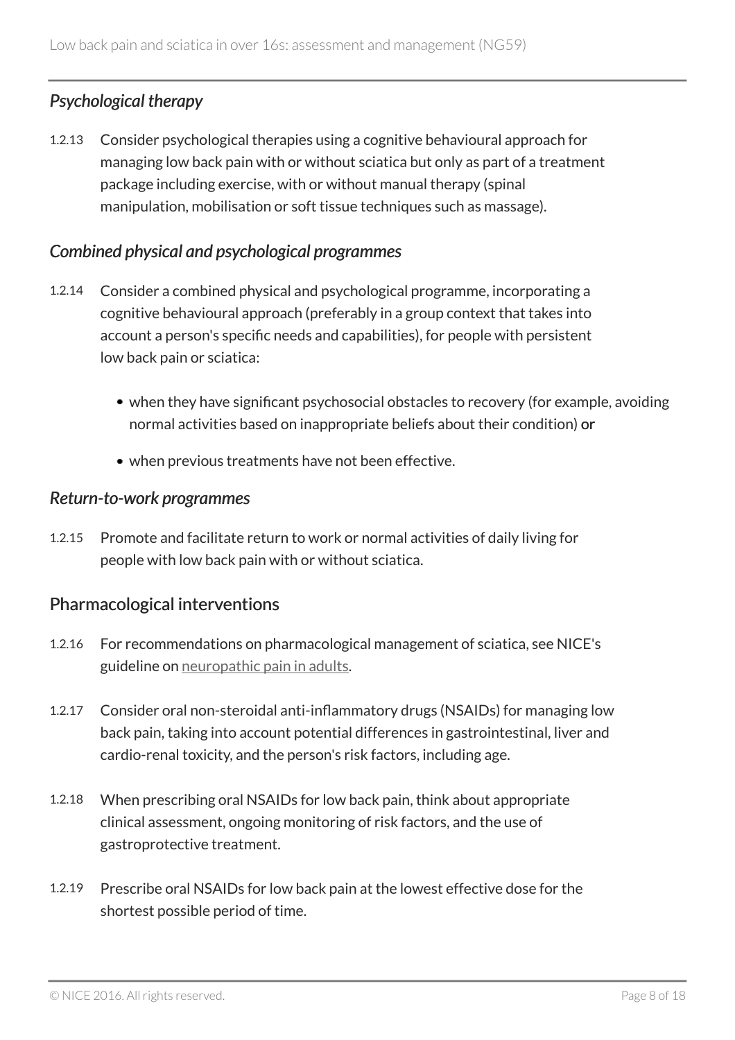### *Psychological therapy*

1.2.13 Consider psychological therapies using a cognitive behavioural approach for managing low back pain with or without sciatica but only as part of a treatment package including exercise, with or without manual therapy (spinal manipulation, mobilisation or soft tissue techniques such as massage).

### *Combined physical and psychological programmes*

1.2.14 Consider a combined physical and psychological programme, incorporating a cognitive behavioural approach (preferably in a group context that takes into account a person's specific needs and capabilities), for people with persistent low back pain or sciatica:

- when they have significant psychosocial obstacles to recovery (for example, avoiding normal activities based on inappropriate beliefs about their condition) **or**
- when previous treatments have not been effective.

### *Return-to-work programmes*

1.2.15 Promote and facilitate return to work or normal activities of daily living for people with low back pain with or without sciatica.

## Pharmacological interventions

1.2.16 For recommendations on pharmacological management of sciatica, see NICE's guideline on neuropathic pain in adults.

1.2.17 Consider oral non-steroidal anti-inflammatory drugs (NSAIDs) for managing low back pain, taking into account potential differences in gastrointestinal, liver and cardio-renal toxicity, and the person's risk factors, including age.

1.2.18 When prescribing oral NSAIDs for low back pain, think about appropriate clinical assessment, ongoing monitoring of risk factors, and the use of gastroprotective treatment.

1.2.19 Prescribe oral NSAIDs for low back pain at the lowest effective dose for the shortest possible period of time.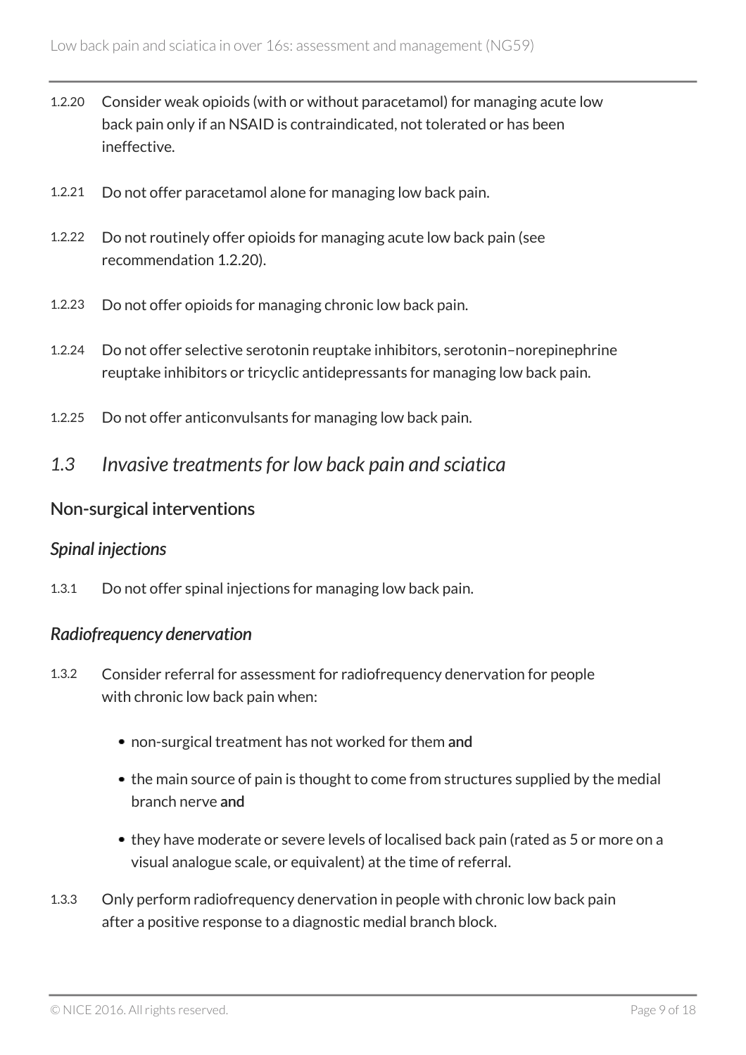1.2.20 Consider weak opioids (with or without paracetamol) for managing acute low back pain only if an NSAID is contraindicated, not tolerated or has been ineffective.

1.2.21 Do not offer paracetamol alone for managing low back pain.

1.2.22 Do not routinely offer opioids for managing acute low back pain (see recommendation 1.2.20).

1.2.23 Do not offer opioids for managing chronic low back pain.

1.2.24 Do not offer selective serotonin reuptake inhibitors, serotonin–norepinephrine reuptake inhibitors or tricyclic antidepressants for managing low back pain.

1.2.25 Do not offer anticonvulsants for managing low back pain.

## *1.3 Invasive treatments for low back pain and sciatica*

### Non-surgical interventions

#### *Spinal injections*

1.3.1 Do not offer spinal injections for managing low back pain.

#### *Radiofrequency denervation*

1.3.2 Consider referral for assessment for radiofrequency denervation for people with chronic low back pain when:

- non-surgical treatment has not worked for them **and**
- the main source of pain is thought to come from structures supplied by the medial branch nerve **and**
- they have moderate or severe levels of localised back pain (rated as 5 or more on a visual analogue scale, or equivalent) at the time of referral.

1.3.3 Only perform radiofrequency denervation in people with chronic low back pain after a positive response to a diagnostic medial branch block.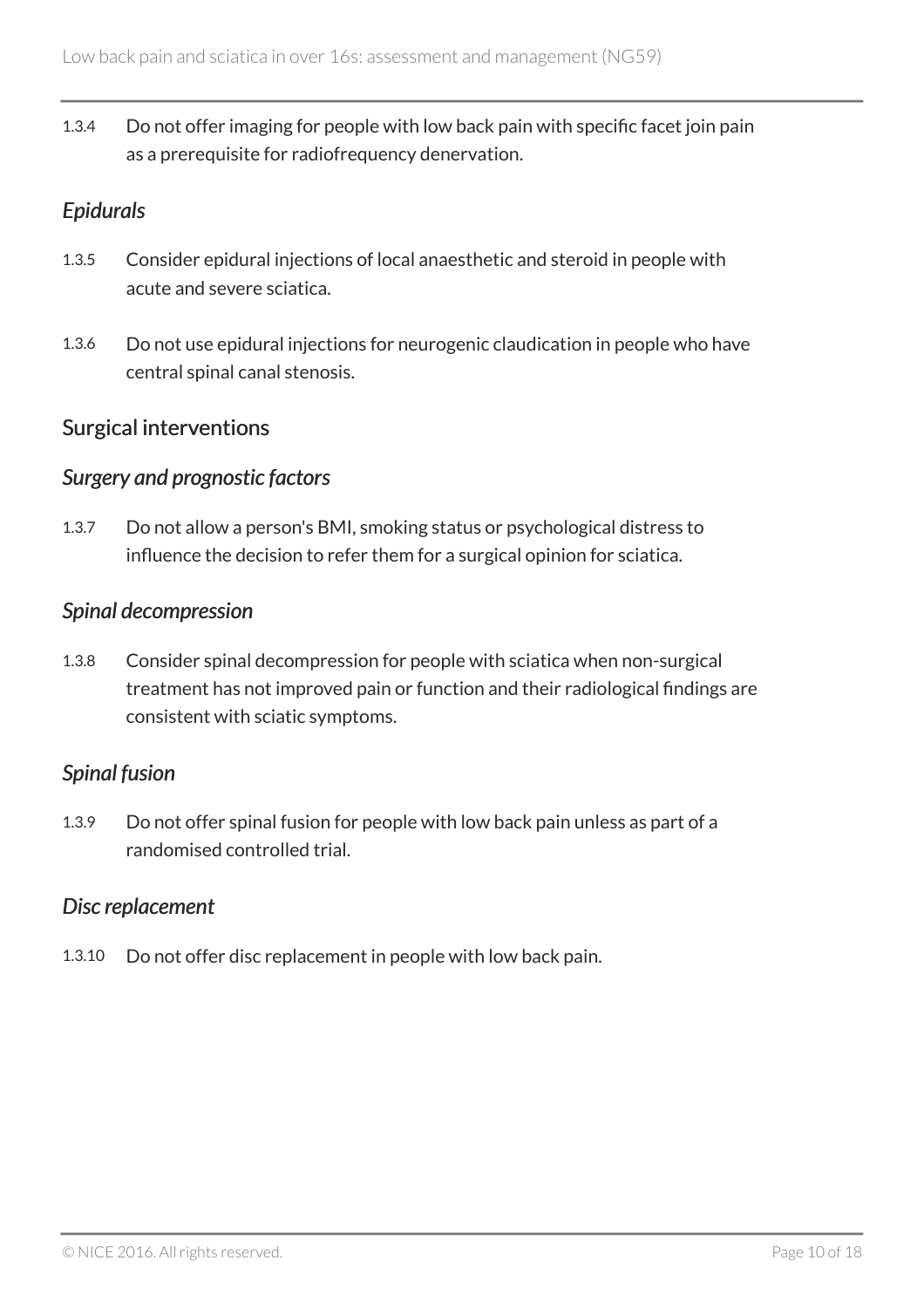1.3.4 Do not offer imaging for people with low back pain with specific facet join pain as a prerequisite for radiofrequency denervation.

#### *Epidurals*

1.3.5 Consider epidural injections of local anaesthetic and steroid in people with acute and severe sciatica.

1.3.6 Do not use epidural injections for neurogenic claudication in people who have central spinal canal stenosis.

### Surgical interventions

#### *Surgery and prognostic factors*

1.3.7 Do not allow a person's BMI, smoking status or psychological distress to influence the decision to refer them for a surgical opinion for sciatica.

#### *Spinal decompression*

1.3.8 Consider spinal decompression for people with sciatica when non-surgical treatment has not improved pain or function and their radiological findings are consistent with sciatic symptoms.

#### *Spinal fusion*

1.3.9 Do not offer spinal fusion for people with low back pain unless as part of a randomised controlled trial.

#### *Disc replacement*

1.3.10 Do not offer disc replacement in people with low back pain.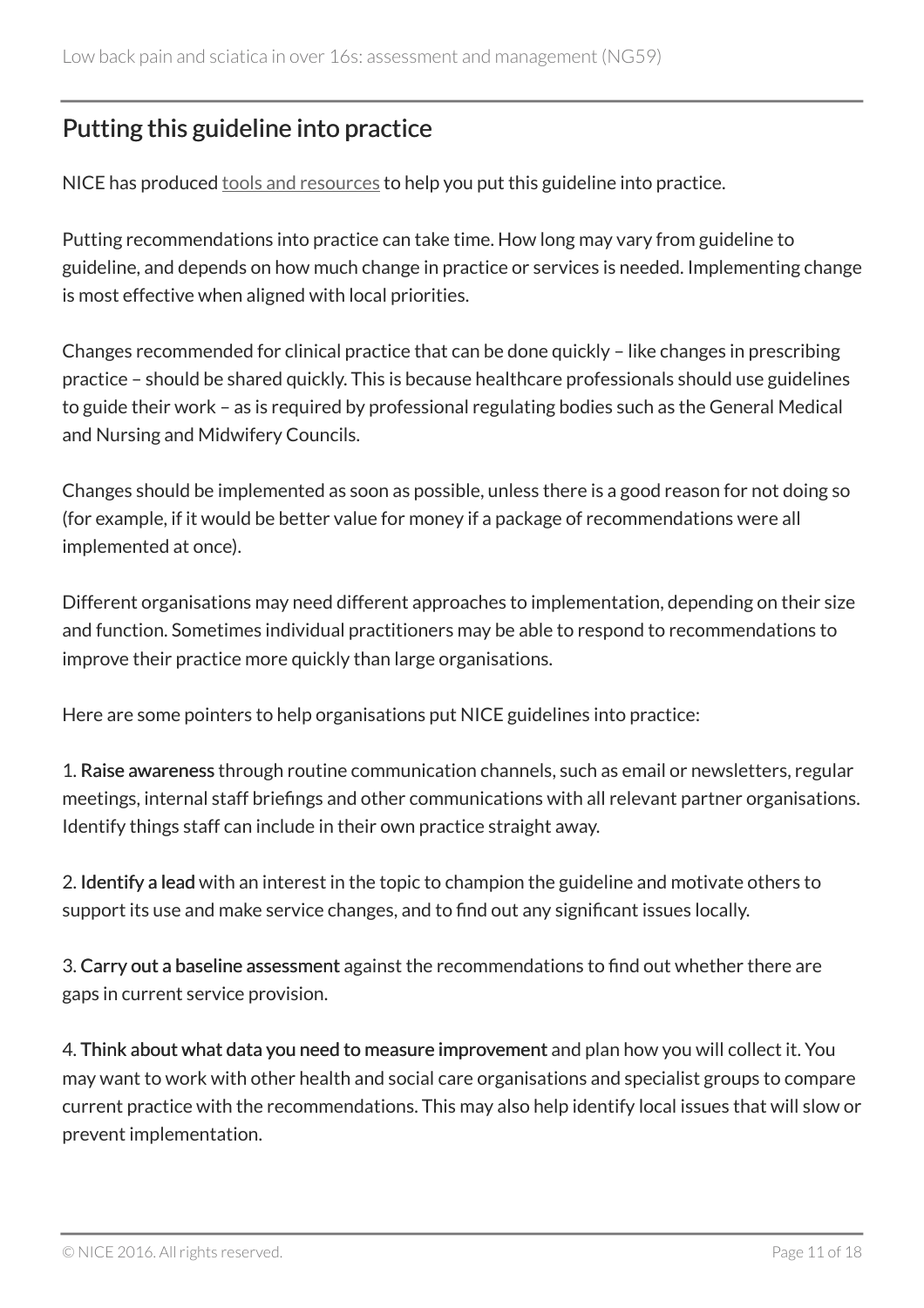## Putting this guideline into practice

NICE has produced tools and resources to help you put this guideline into practice.

Putting recommendations into practice can take time. How long may vary from guideline to guideline, and depends on how much change in practice or services is needed. Implementing change is most effective when aligned with local priorities.

Changes recommended for clinical practice that can be done quickly – like changes in prescribing practice – should be shared quickly. This is because healthcare professionals should use guidelines to guide their work – as is required by professional regulating bodies such as the General Medical and Nursing and Midwifery Councils.

Changes should be implemented as soon as possible, unless there is a good reason for not doing so (for example, if it would be better value for money if a package of recommendations were all implemented at once).

Different organisations may need different approaches to implementation, depending on their size and function. Sometimes individual practitioners may be able to respond to recommendations to improve their practice more quickly than large organisations.

Here are some pointers to help organisations put NICE guidelines into practice:

1. **Raise awareness** through routine communication channels, such as email or newsletters, regular meetings, internal staff briefings and other communications with all relevant partner organisations. Identify things staff can include in their own practice straight away.

2. **Identify a lead** with an interest in the topic to champion the guideline and motivate others to support its use and make service changes, and to find out any significant issues locally.

3. **Carry out a baseline assessment** against the recommendations to find out whether there are gaps in current service provision.

4. **Think about what data you need to measure improvement** and plan how you will collect it. You may want to work with other health and social care organisations and specialist groups to compare current practice with the recommendations. This may also help identify local issues that will slow or prevent implementation.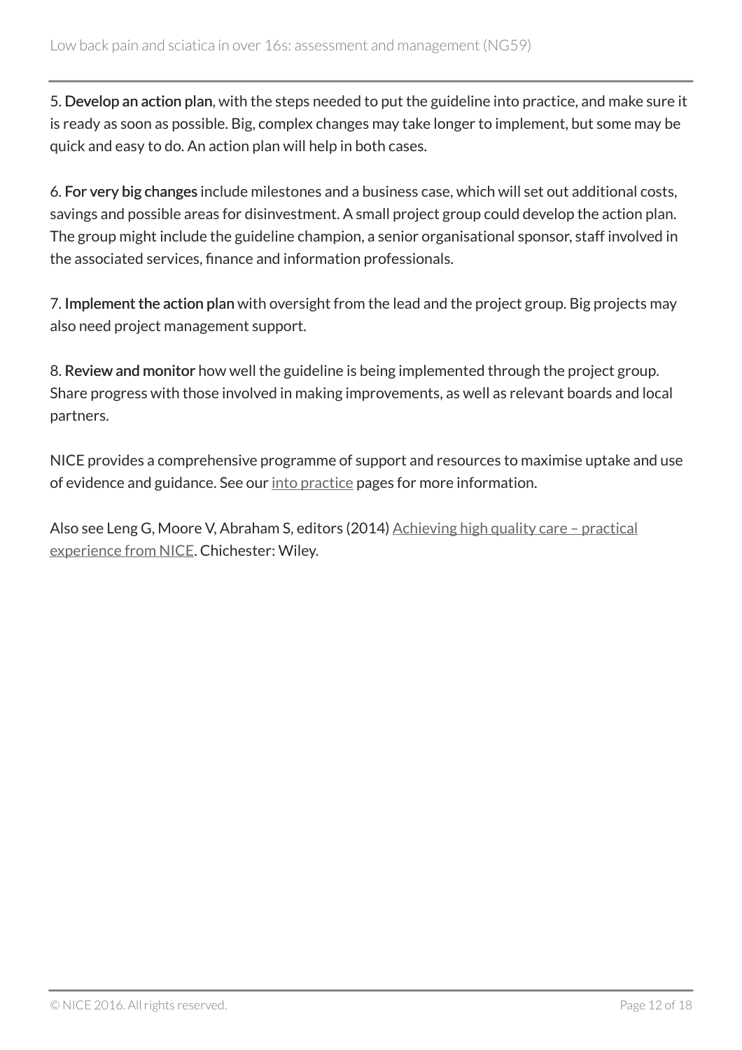5. **Develop an action plan**, with the steps needed to put the guideline into practice, and make sure it is ready as soon as possible. Big, complex changes may take longer to implement, but some may be quick and easy to do. An action plan will help in both cases.

6. **For very big changes** include milestones and a business case, which will set out additional costs, savings and possible areas for disinvestment. A small project group could develop the action plan. The group might include the guideline champion, a senior organisational sponsor, staff involved in the associated services, finance and information professionals.

7. **Implement the action plan** with oversight from the lead and the project group. Big projects may also need project management support.

8. **Review and monitor** how well the guideline is being implemented through the project group. Share progress with those involved in making improvements, as well as relevant boards and local partners.

NICE provides a comprehensive programme of support and resources to maximise uptake and use of evidence and guidance. See our into practice pages for more information.

Also see Leng G, Moore V, Abraham S, editors (2014) Achieving high quality care – practical experience from NICE. Chichester: Wiley.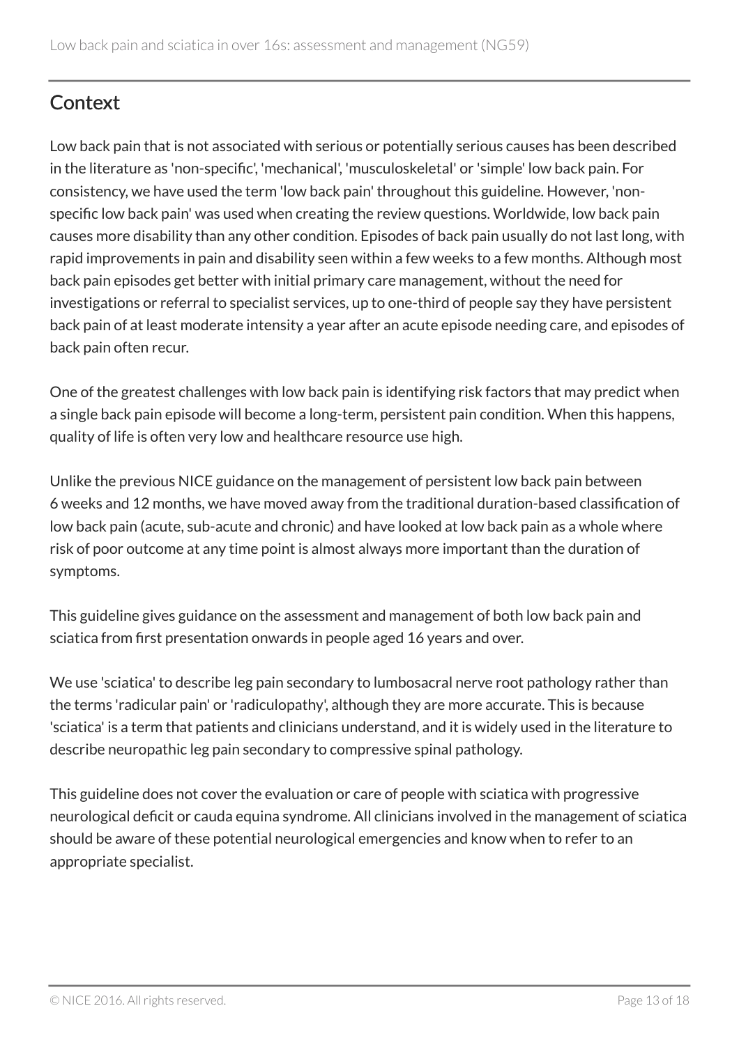## Context

Low back pain that is not associated with serious or potentially serious causes has been described in the literature as 'non-specific', 'mechanical', 'musculoskeletal' or 'simple' low back pain. For consistency, we have used the term 'low back pain' throughout this guideline. However, 'non-specific low back pain' was used when creating the review questions. Worldwide, low back pain causes more disability than any other condition. Episodes of back pain usually do not last long, with rapid improvements in pain and disability seen within a few weeks to a few months. Although most back pain episodes get better with initial primary care management, without the need for investigations or referral to specialist services, up to one-third of people say they have persistent back pain of at least moderate intensity a year after an acute episode needing care, and episodes of back pain often recur.

One of the greatest challenges with low back pain is identifying risk factors that may predict when a single back pain episode will become a long-term, persistent pain condition. When this happens, quality of life is often very low and healthcare resource use high.

Unlike the previous NICE guidance on the management of persistent low back pain between 6 weeks and 12 months, we have moved away from the traditional duration-based classification of low back pain (acute, sub-acute and chronic) and have looked at low back pain as a whole where risk of poor outcome at any time point is almost always more important than the duration of symptoms.

This guideline gives guidance on the assessment and management of both low back pain and sciatica from first presentation onwards in people aged 16 years and over.

We use 'sciatica' to describe leg pain secondary to lumbosacral nerve root pathology rather than the terms 'radicular pain' or 'radiculopathy', although they are more accurate. This is because 'sciatica' is a term that patients and clinicians understand, and it is widely used in the literature to describe neuropathic leg pain secondary to compressive spinal pathology.

This guideline does not cover the evaluation or care of people with sciatica with progressive neurological deficit or cauda equina syndrome. All clinicians involved in the management of sciatica should be aware of these potential neurological emergencies and know when to refer to an appropriate specialist.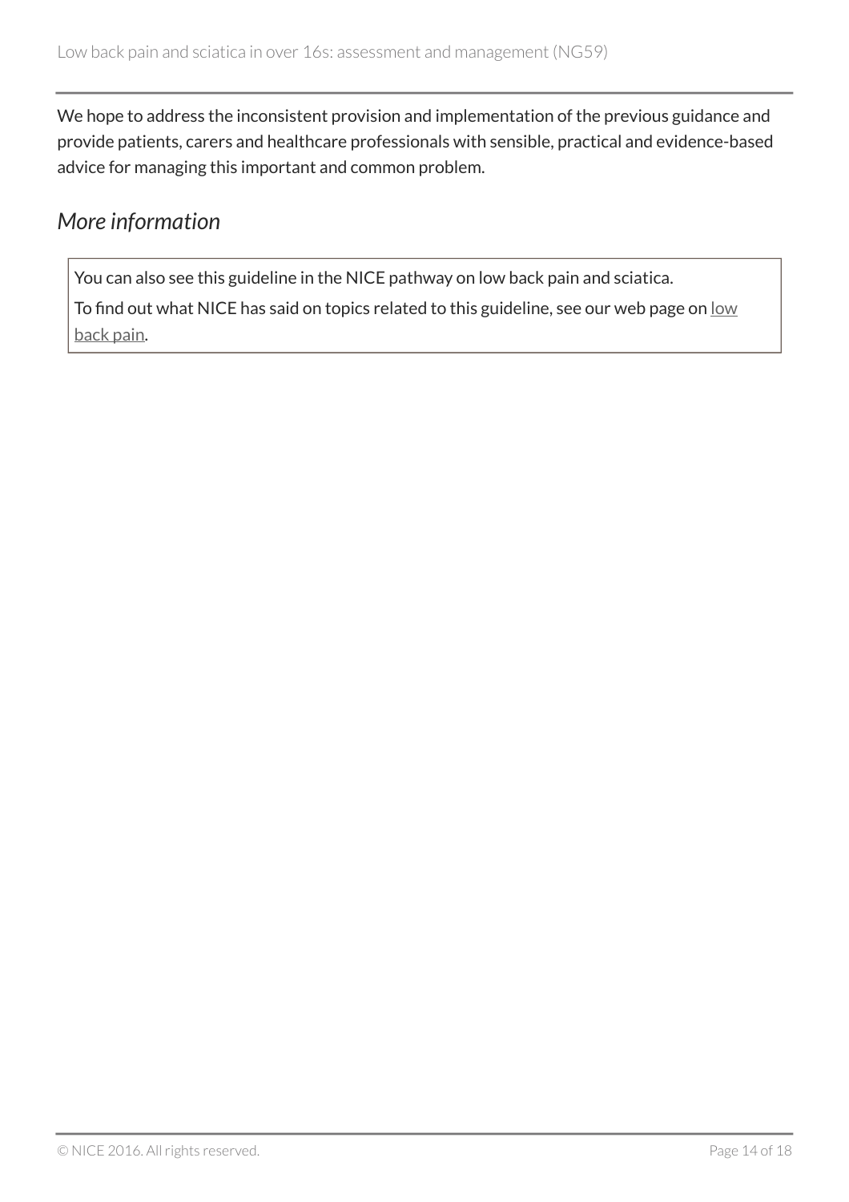We hope to address the inconsistent provision and implementation of the previous guidance and provide patients, carers and healthcare professionals with sensible, practical and evidence-based advice for managing this important and common problem.

## *More information*

> You can also see this guideline in the NICE pathway on low back pain and sciatica.
>
> To find out what NICE has said on topics related to this guideline, see our web page on low back pain.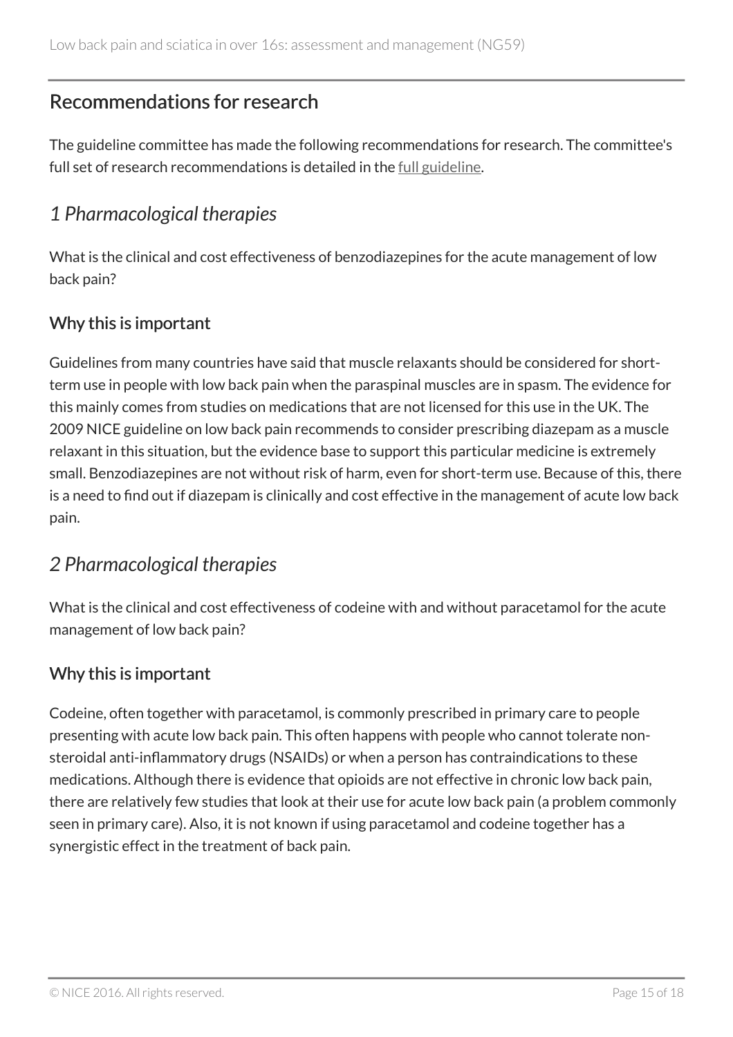## Recommendations for research

The guideline committee has made the following recommendations for research. The committee's full set of research recommendations is detailed in the full guideline.

### *1 Pharmacological therapies*

What is the clinical and cost effectiveness of benzodiazepines for the acute management of low back pain?

#### Why this is important

Guidelines from many countries have said that muscle relaxants should be considered for short-term use in people with low back pain when the paraspinal muscles are in spasm. The evidence for this mainly comes from studies on medications that are not licensed for this use in the UK. The 2009 NICE guideline on low back pain recommends to consider prescribing diazepam as a muscle relaxant in this situation, but the evidence base to support this particular medicine is extremely small. Benzodiazepines are not without risk of harm, even for short-term use. Because of this, there is a need to find out if diazepam is clinically and cost effective in the management of acute low back pain.

### *2 Pharmacological therapies*

What is the clinical and cost effectiveness of codeine with and without paracetamol for the acute management of low back pain?

#### Why this is important

Codeine, often together with paracetamol, is commonly prescribed in primary care to people presenting with acute low back pain. This often happens with people who cannot tolerate non-steroidal anti-inflammatory drugs (NSAIDs) or when a person has contraindications to these medications. Although there is evidence that opioids are not effective in chronic low back pain, there are relatively few studies that look at their use for acute low back pain (a problem commonly seen in primary care). Also, it is not known if using paracetamol and codeine together has a synergistic effect in the treatment of back pain.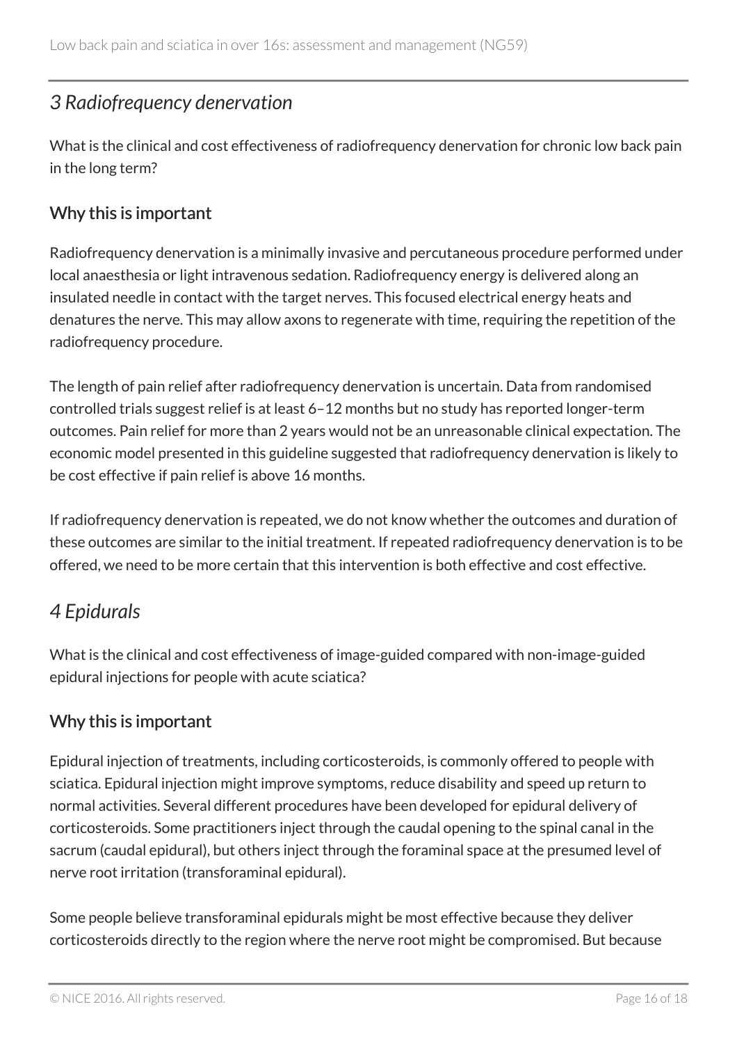## *3 Radiofrequency denervation*

What is the clinical and cost effectiveness of radiofrequency denervation for chronic low back pain in the long term?

### Why this is important

Radiofrequency denervation is a minimally invasive and percutaneous procedure performed under local anaesthesia or light intravenous sedation. Radiofrequency energy is delivered along an insulated needle in contact with the target nerves. This focused electrical energy heats and denatures the nerve. This may allow axons to regenerate with time, requiring the repetition of the radiofrequency procedure.

The length of pain relief after radiofrequency denervation is uncertain. Data from randomised controlled trials suggest relief is at least 6–12 months but no study has reported longer-term outcomes. Pain relief for more than 2 years would not be an unreasonable clinical expectation. The economic model presented in this guideline suggested that radiofrequency denervation is likely to be cost effective if pain relief is above 16 months.

If radiofrequency denervation is repeated, we do not know whether the outcomes and duration of these outcomes are similar to the initial treatment. If repeated radiofrequency denervation is to be offered, we need to be more certain that this intervention is both effective and cost effective.

## *4 Epidurals*

What is the clinical and cost effectiveness of image-guided compared with non-image-guided epidural injections for people with acute sciatica?

### Why this is important

Epidural injection of treatments, including corticosteroids, is commonly offered to people with sciatica. Epidural injection might improve symptoms, reduce disability and speed up return to normal activities. Several different procedures have been developed for epidural delivery of corticosteroids. Some practitioners inject through the caudal opening to the spinal canal in the sacrum (caudal epidural), but others inject through the foraminal space at the presumed level of nerve root irritation (transforaminal epidural).

Some people believe transforaminal epidurals might be most effective because they deliver corticosteroids directly to the region where the nerve root might be compromised. But because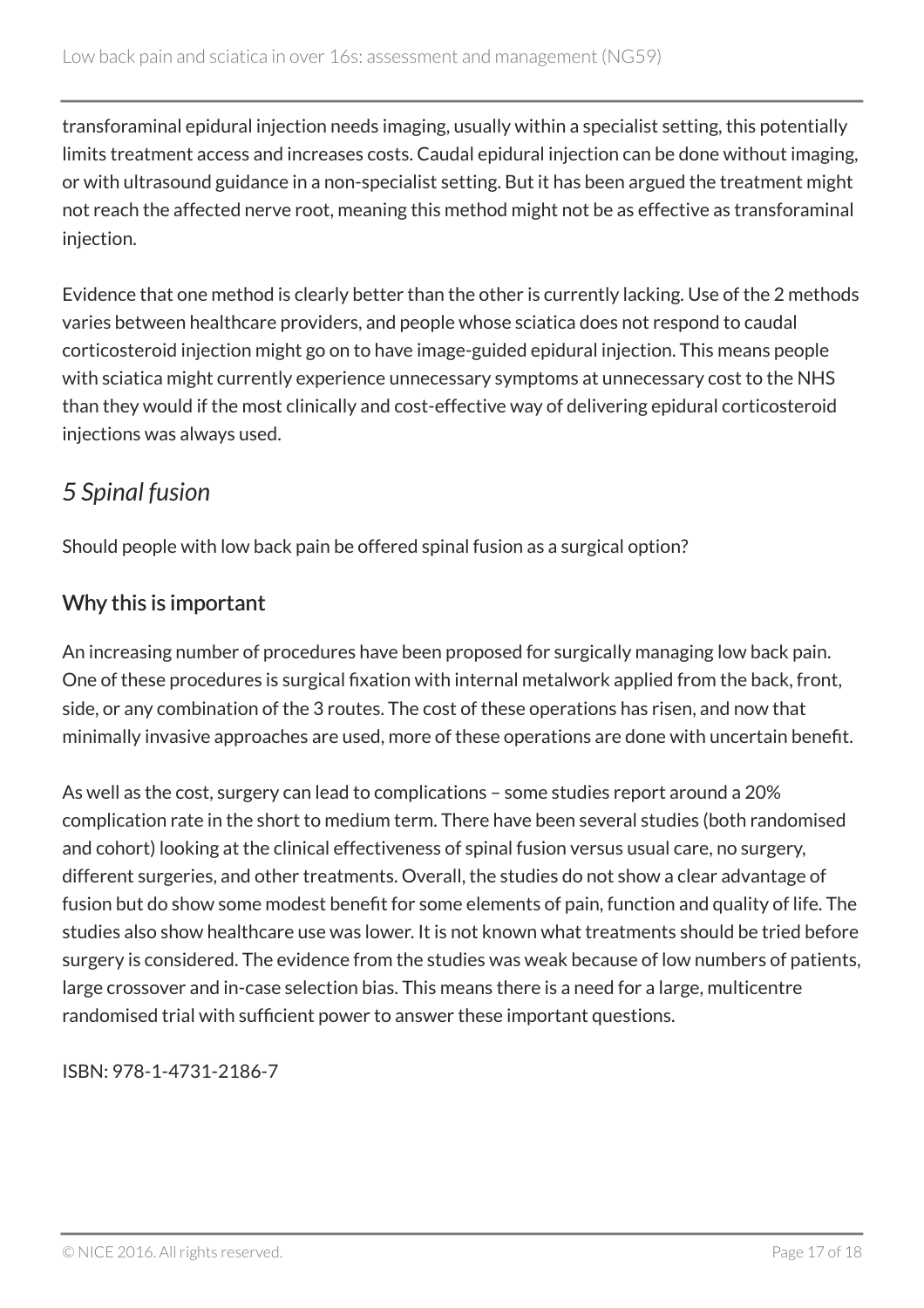transforaminal epidural injection needs imaging, usually within a specialist setting, this potentially limits treatment access and increases costs. Caudal epidural injection can be done without imaging, or with ultrasound guidance in a non-specialist setting. But it has been argued the treatment might not reach the affected nerve root, meaning this method might not be as effective as transforaminal injection.

Evidence that one method is clearly better than the other is currently lacking. Use of the 2 methods varies between healthcare providers, and people whose sciatica does not respond to caudal corticosteroid injection might go on to have image-guided epidural injection. This means people with sciatica might currently experience unnecessary symptoms at unnecessary cost to the NHS than they would if the most clinically and cost-effective way of delivering epidural corticosteroid injections was always used.

## *5 Spinal fusion*

Should people with low back pain be offered spinal fusion as a surgical option?

### Why this is important

An increasing number of procedures have been proposed for surgically managing low back pain. One of these procedures is surgical fixation with internal metalwork applied from the back, front, side, or any combination of the 3 routes. The cost of these operations has risen, and now that minimally invasive approaches are used, more of these operations are done with uncertain benefit.

As well as the cost, surgery can lead to complications – some studies report around a 20% complication rate in the short to medium term. There have been several studies (both randomised and cohort) looking at the clinical effectiveness of spinal fusion versus usual care, no surgery, different surgeries, and other treatments. Overall, the studies do not show a clear advantage of fusion but do show some modest benefit for some elements of pain, function and quality of life. The studies also show healthcare use was lower. It is not known what treatments should be tried before surgery is considered. The evidence from the studies was weak because of low numbers of patients, large crossover and in-case selection bias. This means there is a need for a large, multicentre randomised trial with sufficient power to answer these important questions.

ISBN: 978-1-4731-2186-7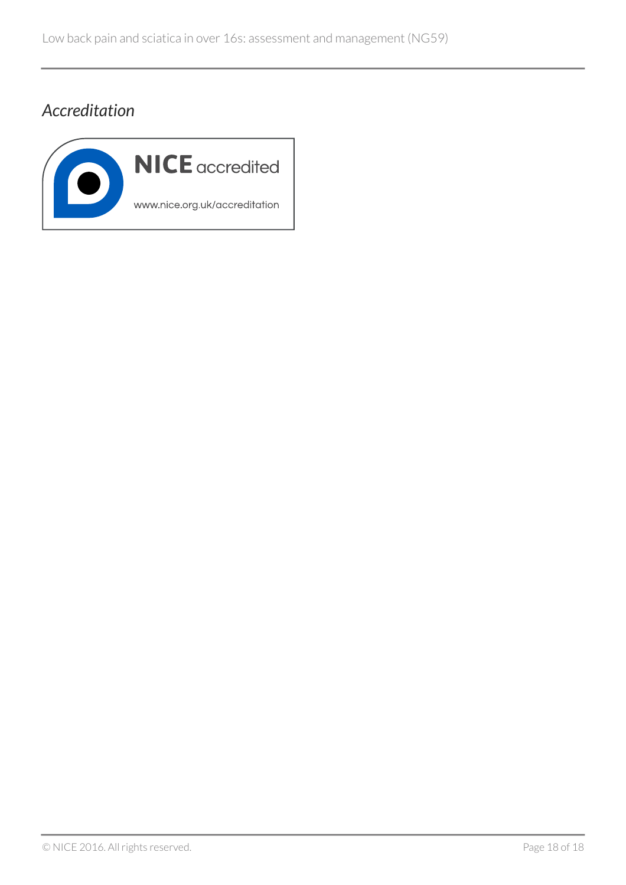*Accreditation*

NICE accredited

www.nice.org.uk/accreditation